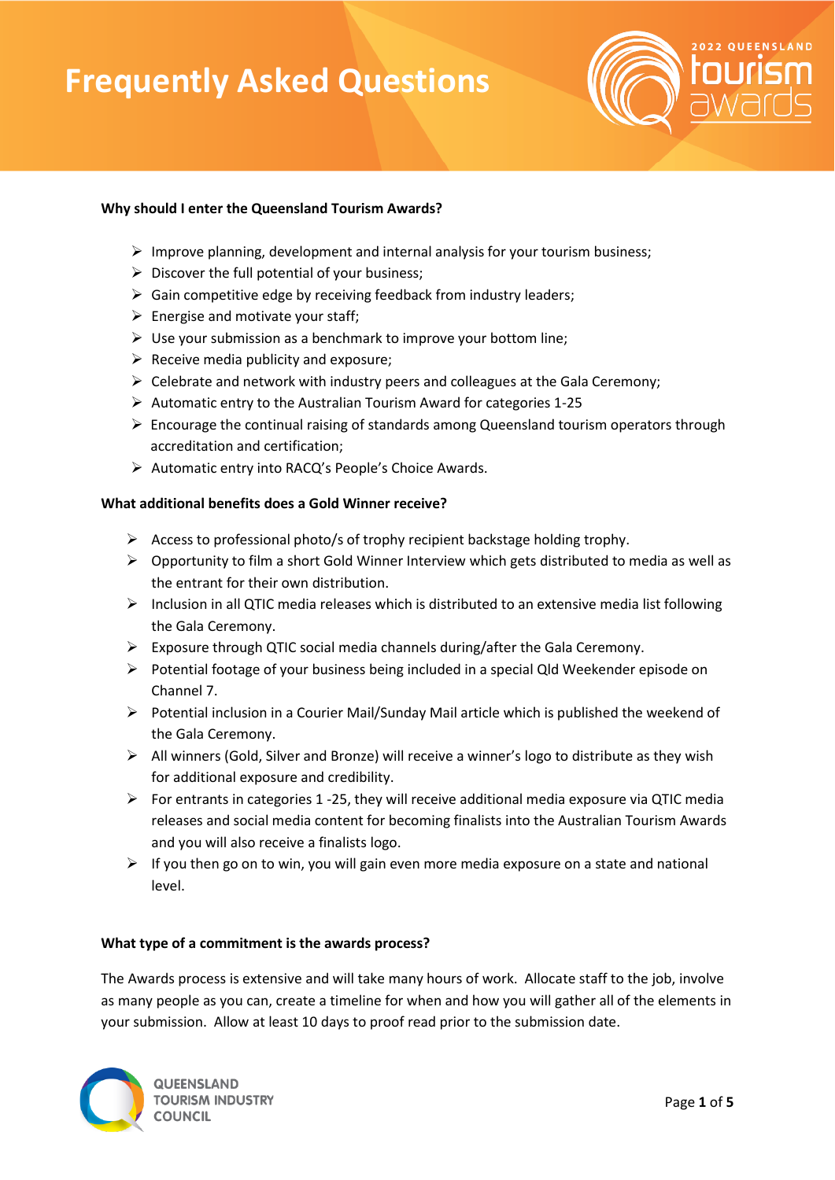# Frequently Asked Questions

2022 QUEENSLAND tourism awards

**Why should I enter the Queensland Tourism Awards?**

- Improve planning, development and internal analysis for your tourism business;
- Discover the full potential of your business;
- Gain competitive edge by receiving feedback from industry leaders;
- Energise and motivate your staff;
- Use your submission as a benchmark to improve your bottom line;
- Receive media publicity and exposure;
- Celebrate and network with industry peers and colleagues at the Gala Ceremony;
- Automatic entry to the Australian Tourism Award for categories 1-25
- Encourage the continual raising of standards among Queensland tourism operators through accreditation and certification;
- Automatic entry into RACQ's People's Choice Awards.

**What additional benefits does a Gold Winner receive?**

- Access to professional photo/s of trophy recipient backstage holding trophy.
- Opportunity to film a short Gold Winner Interview which gets distributed to media as well as the entrant for their own distribution.
- Inclusion in all QTIC media releases which is distributed to an extensive media list following the Gala Ceremony.
- Exposure through QTIC social media channels during/after the Gala Ceremony.
- Potential footage of your business being included in a special Qld Weekender episode on Channel 7.
- Potential inclusion in a Courier Mail/Sunday Mail article which is published the weekend of the Gala Ceremony.
- All winners (Gold, Silver and Bronze) will receive a winner's logo to distribute as they wish for additional exposure and credibility.
- For entrants in categories 1 -25, they will receive additional media exposure via QTIC media releases and social media content for becoming finalists into the Australian Tourism Awards and you will also receive a finalists logo.
- If you then go on to win, you will gain even more media exposure on a state and national level.

**What type of a commitment is the awards process?**

The Awards process is extensive and will take many hours of work. Allocate staff to the job, involve as many people as you can, create a timeline for when and how you will gather all of the elements in your submission. Allow at least 10 days to proof read prior to the submission date.

QUEENSLAND TOURISM INDUSTRY COUNCIL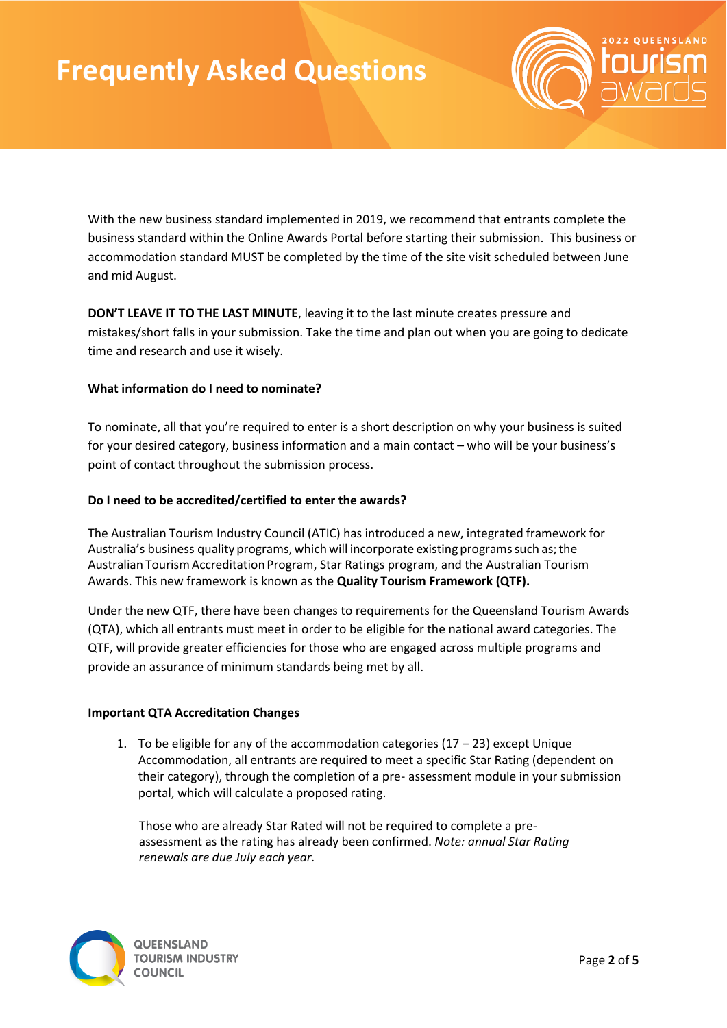With the new business standard implemented in 2019, we recommend that entrants complete the business standard within the Online Awards Portal before starting their submission. This business or accommodation standard MUST be completed by the time of the site visit scheduled between June and mid August.

**DON'T LEAVE IT TO THE LAST MINUTE**, leaving it to the last minute creates pressure and mistakes/short falls in your submission. Take the time and plan out when you are going to dedicate time and research and use it wisely.

**What information do I need to nominate?**

To nominate, all that you're required to enter is a short description on why your business is suited for your desired category, business information and a main contact – who will be your business's point of contact throughout the submission process.

**Do I need to be accredited/certified to enter the awards?**

The Australian Tourism Industry Council (ATIC) has introduced a new, integrated framework for Australia's business quality programs, which will incorporate existing programs such as; the Australian Tourism Accreditation Program, Star Ratings program, and the Australian Tourism Awards. This new framework is known as the **Quality Tourism Framework (QTF).**

Under the new QTF, there have been changes to requirements for the Queensland Tourism Awards (QTA), which all entrants must meet in order to be eligible for the national award categories. The QTF, will provide greater efficiencies for those who are engaged across multiple programs and provide an assurance of minimum standards being met by all.

**Important QTA Accreditation Changes**

1. To be eligible for any of the accommodation categories (17 – 23) except Unique Accommodation, all entrants are required to meet a specific Star Rating (dependent on their category), through the completion of a pre- assessment module in your submission portal, which will calculate a proposed rating.

   Those who are already Star Rated will not be required to complete a pre-assessment as the rating has already been confirmed. *Note: annual Star Rating renewals are due July each year.*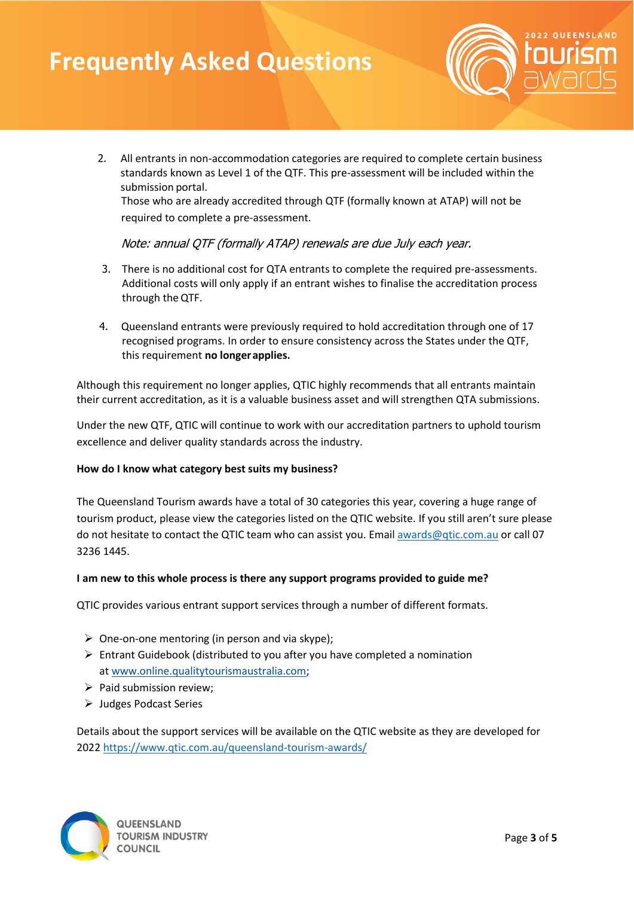2. All entrants in non-accommodation categories are required to complete certain business standards known as Level 1 of the QTF. This pre-assessment will be included within the submission portal.
   Those who are already accredited through QTF (formally known at ATAP) will not be required to complete a pre-assessment.

   *Note: annual QTF (formally ATAP) renewals are due July each year.*

3. There is no additional cost for QTA entrants to complete the required pre-assessments. Additional costs will only apply if an entrant wishes to finalise the accreditation process through the QTF.

4. Queensland entrants were previously required to hold accreditation through one of 17 recognised programs. In order to ensure consistency across the States under the QTF, this requirement **no longer applies.**

Although this requirement no longer applies, QTIC highly recommends that all entrants maintain their current accreditation, as it is a valuable business asset and will strengthen QTA submissions.

Under the new QTF, QTIC will continue to work with our accreditation partners to uphold tourism excellence and deliver quality standards across the industry.

**How do I know what category best suits my business?**

The Queensland Tourism awards have a total of 30 categories this year, covering a huge range of tourism product, please view the categories listed on the QTIC website. If you still aren't sure please do not hesitate to contact the QTIC team who can assist you. Email awards@qtic.com.au or call 07 3236 1445.

**I am new to this whole process is there any support programs provided to guide me?**

QTIC provides various entrant support services through a number of different formats.

- One-on-one mentoring (in person and via skype);
- Entrant Guidebook (distributed to you after you have completed a nomination at www.online.qualitytourismaustralia.com;
- Paid submission review;
- Judges Podcast Series

Details about the support services will be available on the QTIC website as they are developed for 2022 https://www.qtic.com.au/queensland-tourism-awards/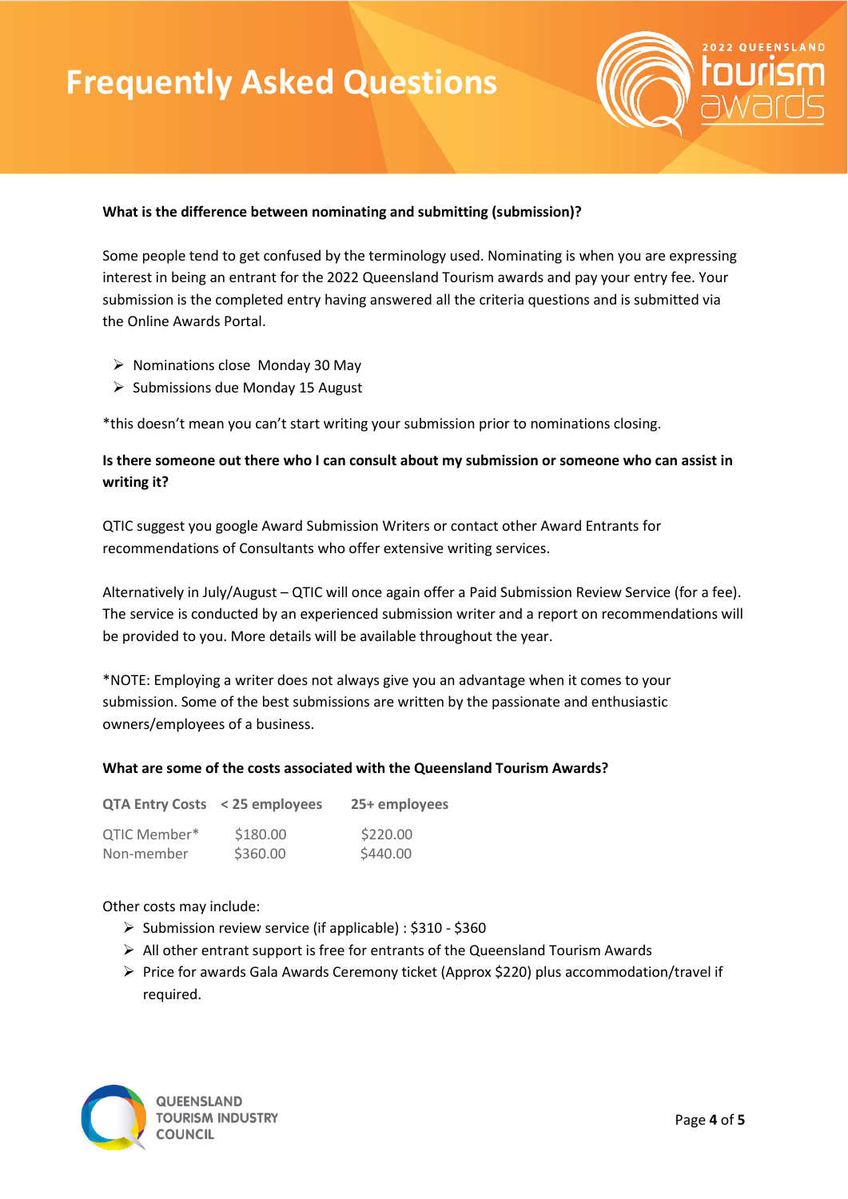# Frequently Asked Questions

**What is the difference between nominating and submitting (submission)?**

Some people tend to get confused by the terminology used. Nominating is when you are expressing interest in being an entrant for the 2022 Queensland Tourism awards and pay your entry fee. Your submission is the completed entry having answered all the criteria questions and is submitted via the Online Awards Portal.

- Nominations close Monday 30 May
- Submissions due Monday 15 August

*this doesn't mean you can't start writing your submission prior to nominations closing.

**Is there someone out there who I can consult about my submission or someone who can assist in writing it?**

QTIC suggest you google Award Submission Writers or contact other Award Entrants for recommendations of Consultants who offer extensive writing services.

Alternatively in July/August – QTIC will once again offer a Paid Submission Review Service (for a fee). The service is conducted by an experienced submission writer and a report on recommendations will be provided to you. More details will be available throughout the year.

*NOTE: Employing a writer does not always give you an advantage when it comes to your submission. Some of the best submissions are written by the passionate and enthusiastic owners/employees of a business.

**What are some of the costs associated with the Queensland Tourism Awards?**

| QTA Entry Costs | < 25 employees | 25+ employees |
|---|---|---|
| QTIC Member* | $180.00 | $220.00 |
| Non-member | $360.00 | $440.00 |

Other costs may include:

- Submission review service (if applicable) : $310 - $360
- All other entrant support is free for entrants of the Queensland Tourism Awards
- Price for awards Gala Awards Ceremony ticket (Approx $220) plus accommodation/travel if required.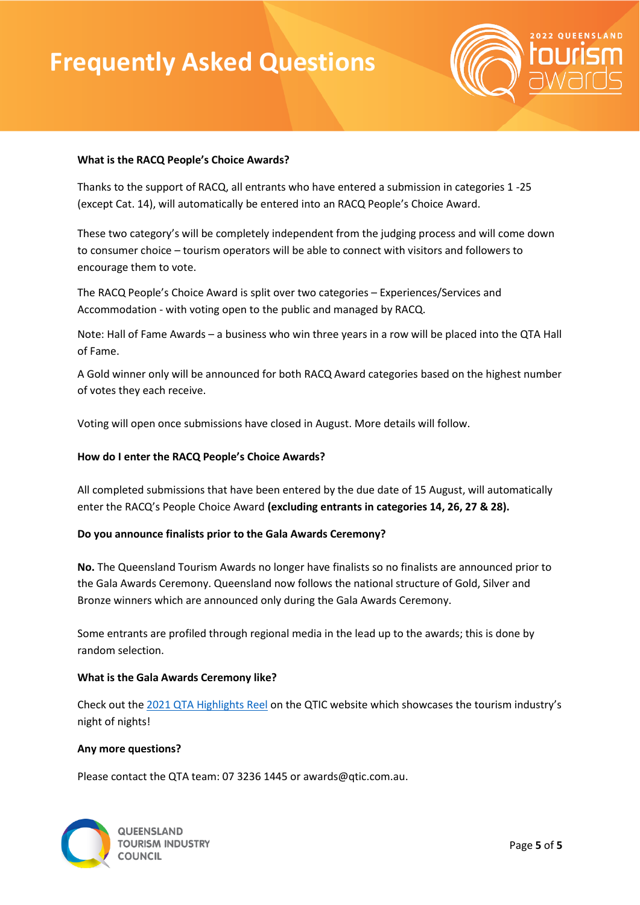# Frequently Asked Questions

**What is the RACQ People's Choice Awards?**

Thanks to the support of RACQ, all entrants who have entered a submission in categories 1 -25 (except Cat. 14), will automatically be entered into an RACQ People's Choice Award.

These two category's will be completely independent from the judging process and will come down to consumer choice – tourism operators will be able to connect with visitors and followers to encourage them to vote.

The RACQ People's Choice Award is split over two categories – Experiences/Services and Accommodation - with voting open to the public and managed by RACQ.

Note: Hall of Fame Awards – a business who win three years in a row will be placed into the QTA Hall of Fame.

A Gold winner only will be announced for both RACQ Award categories based on the highest number of votes they each receive.

Voting will open once submissions have closed in August. More details will follow.

**How do I enter the RACQ People's Choice Awards?**

All completed submissions that have been entered by the due date of 15 August, will automatically enter the RACQ's People Choice Award **(excluding entrants in categories 14, 26, 27 & 28).**

**Do you announce finalists prior to the Gala Awards Ceremony?**

**No.** The Queensland Tourism Awards no longer have finalists so no finalists are announced prior to the Gala Awards Ceremony. Queensland now follows the national structure of Gold, Silver and Bronze winners which are announced only during the Gala Awards Ceremony.

Some entrants are profiled through regional media in the lead up to the awards; this is done by random selection.

**What is the Gala Awards Ceremony like?**

Check out the 2021 QTA Highlights Reel on the QTIC website which showcases the tourism industry's night of nights!

**Any more questions?**

Please contact the QTA team: 07 3236 1445 or awards@qtic.com.au.